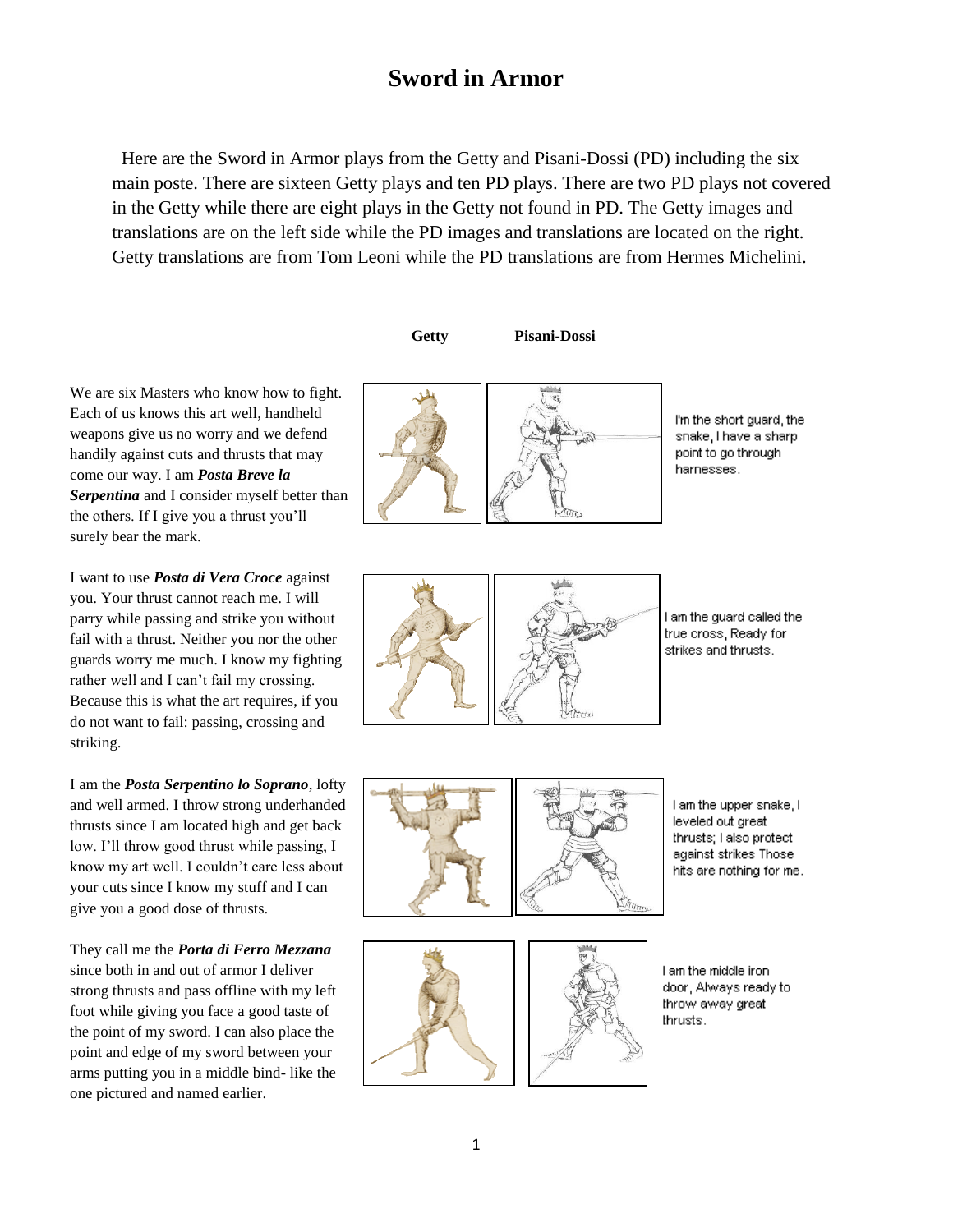# Sword in Armor

Here are the Sword in Armor plays from the Getty and Pisani-Dossi (PD) including the six main poste. There are sixteen Getty plays and ten PD plays. There are two PD plays not covered in the Getty while there are eight plays in the Getty not found in PD. The Getty images and translations are on the left side while the PD images and translations are located on the right. Getty translations are from Tom Leoni while the PD translations are from Hermes Michelini.

**Getty** **Pisani-Dossi**

We are six Masters who know how to fight. Each of us knows this art well, handheld weapons give us no worry and we defend handily against cuts and thrusts that may come our way. I am ***Posta Breve la Serpentina*** and I consider myself better than the others. If I give you a thrust you'll surely bear the mark.

I'm the short guard, the snake, I have a sharp point to go through harnesses.

I want to use ***Posta di Vera Croce*** against you. Your thrust cannot reach me. I will parry while passing and strike you without fail with a thrust. Neither you nor the other guards worry me much. I know my fighting rather well and I can't fail my crossing. Because this is what the art requires, if you do not want to fail: passing, crossing and striking.

I am the guard called the true cross, Ready for strikes and thrusts.

I am the ***Posta Serpentino lo Soprano***, lofty and well armed. I throw strong underhanded thrusts since I am located high and get back low. I'll throw good thrust while passing, I know my art well. I couldn't care less about your cuts since I know my stuff and I can give you a good dose of thrusts.

I am the upper snake, I leveled out great thrusts; I also protect against strikes Those hits are nothing for me.

They call me the ***Porta di Ferro Mezzana*** since both in and out of armor I deliver strong thrusts and pass offline with my left foot while giving you face a good taste of the point of my sword. I can also place the point and edge of my sword between your arms putting you in a middle bind- like the one pictured and named earlier.

I am the middle iron door, Always ready to throw away great thrusts.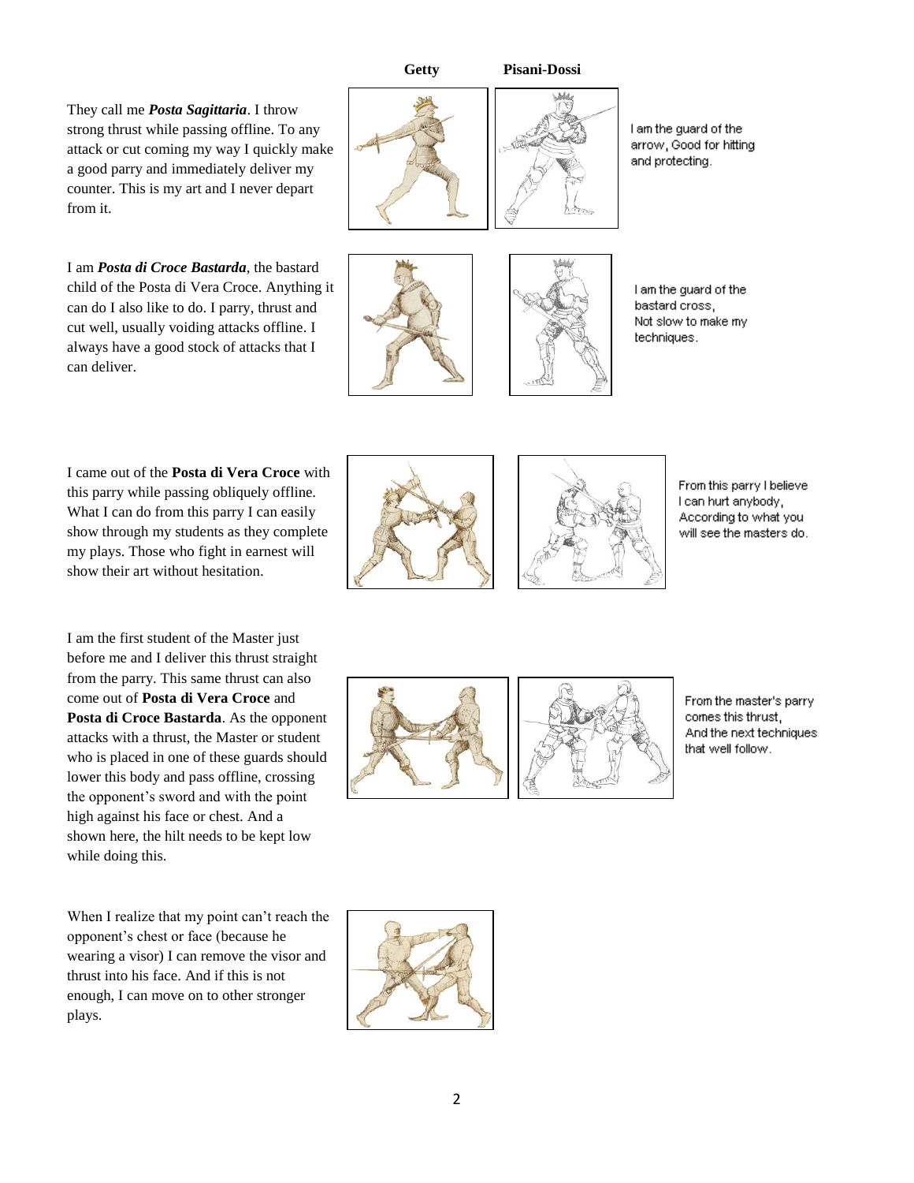**Getty** **Pisani-Dossi**

They call me ***Posta Sagittaria***. I throw strong thrust while passing offline. To any attack or cut coming my way I quickly make a good parry and immediately deliver my counter. This is my art and I never depart from it.

I am the guard of the arrow, Good for hitting and protecting.

I am ***Posta di Croce Bastarda***, the bastard child of the Posta di Vera Croce. Anything it can do I also like to do. I parry, thrust and cut well, usually voiding attacks offline. I always have a good stock of attacks that I can deliver.

I am the guard of the bastard cross, Not slow to make my techniques.

I came out of the **Posta di Vera Croce** with this parry while passing obliquely offline. What I can do from this parry I can easily show through my students as they complete my plays. Those who fight in earnest will show their art without hesitation.

From this parry I believe I can hurt anybody, According to what you will see the masters do.

I am the first student of the Master just before me and I deliver this thrust straight from the parry. This same thrust can also come out of **Posta di Vera Croce** and **Posta di Croce Bastarda**. As the opponent attacks with a thrust, the Master or student who is placed in one of these guards should lower this body and pass offline, crossing the opponent's sword and with the point high against his face or chest. And a shown here, the hilt needs to be kept low while doing this.

From the master's parry comes this thrust, And the next techniques that well follow.

When I realize that my point can't reach the opponent's chest or face (because he wearing a visor) I can remove the visor and thrust into his face. And if this is not enough, I can move on to other stronger plays.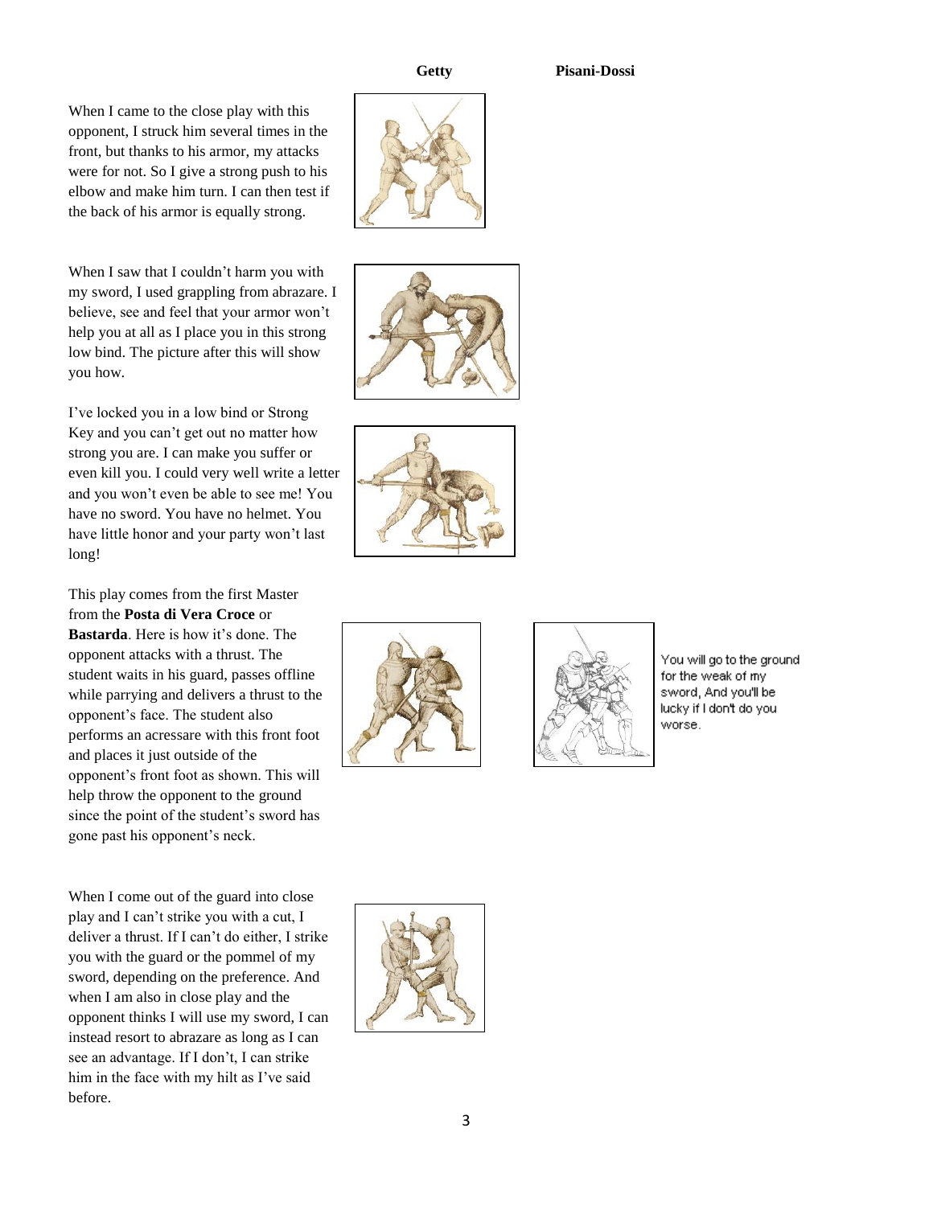**Getty** **Pisani-Dossi**

When I came to the close play with this opponent, I struck him several times in the front, but thanks to his armor, my attacks were for not. So I give a strong push to his elbow and make him turn. I can then test if the back of his armor is equally strong.

When I saw that I couldn't harm you with my sword, I used grappling from abrazare. I believe, see and feel that your armor won't help you at all as I place you in this strong low bind. The picture after this will show you how.

I've locked you in a low bind or Strong Key and you can't get out no matter how strong you are. I can make you suffer or even kill you. I could very well write a letter and you won't even be able to see me! You have no sword. You have no helmet. You have little honor and your party won't last long!

This play comes from the first Master from the **Posta di Vera Croce** or **Bastarda**. Here is how it's done. The opponent attacks with a thrust. The student waits in his guard, passes offline while parrying and delivers a thrust to the opponent's face. The student also performs an acressare with this front foot and places it just outside of the opponent's front foot as shown. This will help throw the opponent to the ground since the point of the student's sword has gone past his opponent's neck.

You will go to the ground for the weak of my sword, And you'll be lucky if I don't do you worse.

When I come out of the guard into close play and I can't strike you with a cut, I deliver a thrust. If I can't do either, I strike you with the guard or the pommel of my sword, depending on the preference. And when I am also in close play and the opponent thinks I will use my sword, I can instead resort to abrazare as long as I can see an advantage. If I don't, I can strike him in the face with my hilt as I've said before.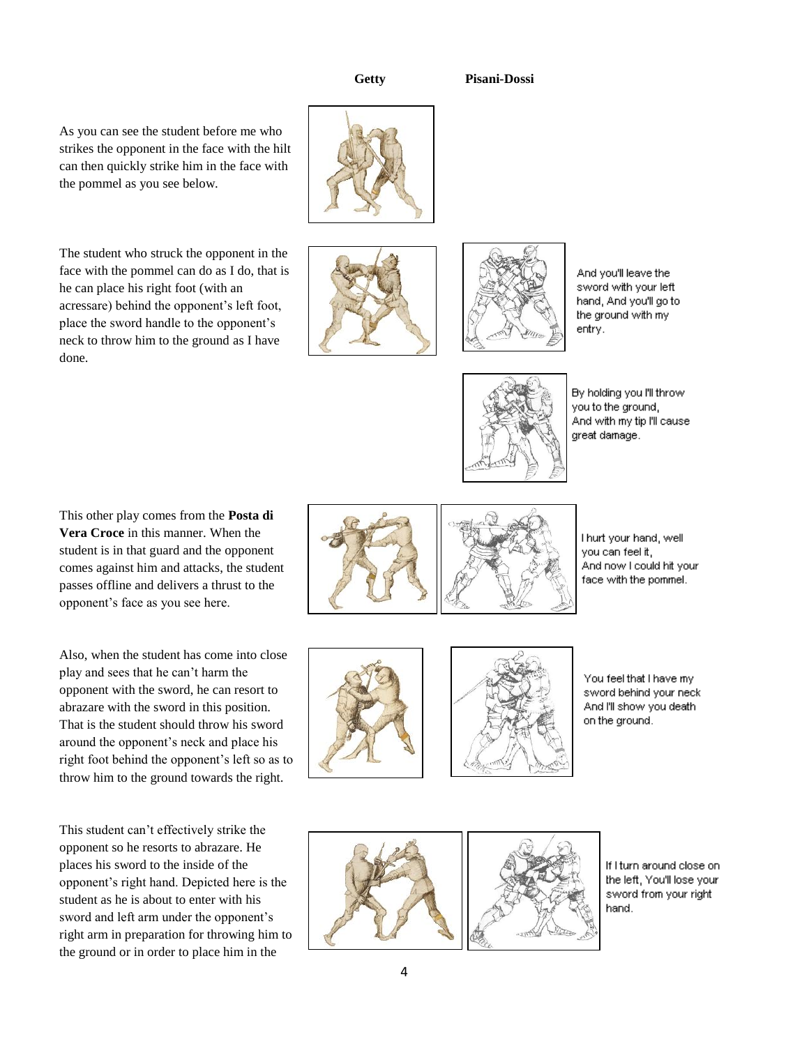**Getty** **Pisani-Dossi**

As you can see the student before me who strikes the opponent in the face with the hilt can then quickly strike him in the face with the pommel as you see below.

The student who struck the opponent in the face with the pommel can do as I do, that is he can place his right foot (with an acressare) behind the opponent's left foot, place the sword handle to the opponent's neck to throw him to the ground as I have done.

And you'll leave the sword with your left hand, And you'll go to the ground with my entry.

By holding you I'll throw you to the ground, And with my tip I'll cause great damage.

This other play comes from the **Posta di Vera Croce** in this manner. When the student is in that guard and the opponent comes against him and attacks, the student passes offline and delivers a thrust to the opponent's face as you see here.

I hurt your hand, well you can feel it, And now I could hit your face with the pommel.

Also, when the student has come into close play and sees that he can't harm the opponent with the sword, he can resort to abrazare with the sword in this position. That is the student should throw his sword around the opponent's neck and place his right foot behind the opponent's left so as to throw him to the ground towards the right.

You feel that I have my sword behind your neck And I'll show you death on the ground.

This student can't effectively strike the opponent so he resorts to abrazare. He places his sword to the inside of the opponent's right hand. Depicted here is the student as he is about to enter with his sword and left arm under the opponent's right arm in preparation for throwing him to the ground or in order to place him in the

If I turn around close on the left, You'll lose your sword from your right hand.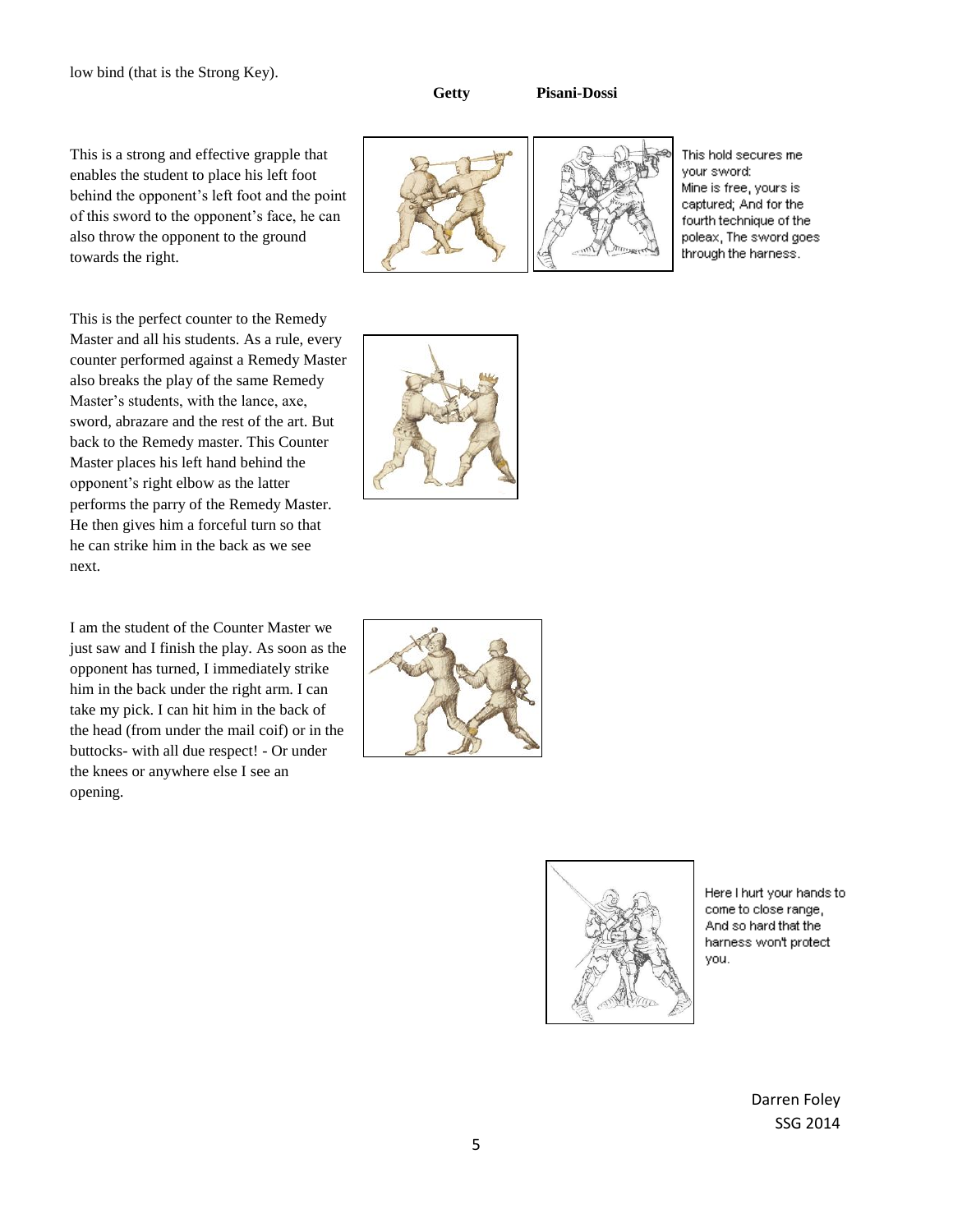low bind (that is the Strong Key).

**Getty** **Pisani-Dossi**

This is a strong and effective grapple that enables the student to place his left foot behind the opponent's left foot and the point of this sword to the opponent's face, he can also throw the opponent to the ground towards the right.

This hold secures me your sword:
Mine is free, yours is captured; And for the fourth technique of the poleax, The sword goes through the harness.

This is the perfect counter to the Remedy Master and all his students. As a rule, every counter performed against a Remedy Master also breaks the play of the same Remedy Master's students, with the lance, axe, sword, abrazare and the rest of the art. But back to the Remedy master. This Counter Master places his left hand behind the opponent's right elbow as the latter performs the parry of the Remedy Master. He then gives him a forceful turn so that he can strike him in the back as we see next.

I am the student of the Counter Master we just saw and I finish the play. As soon as the opponent has turned, I immediately strike him in the back under the right arm. I can take my pick. I can hit him in the back of the head (from under the mail coif) or in the buttocks- with all due respect! - Or under the knees or anywhere else I see an opening.

Here I hurt your hands to come to close range, And so hard that the harness won't protect you.

Darren Foley
SSG 2014